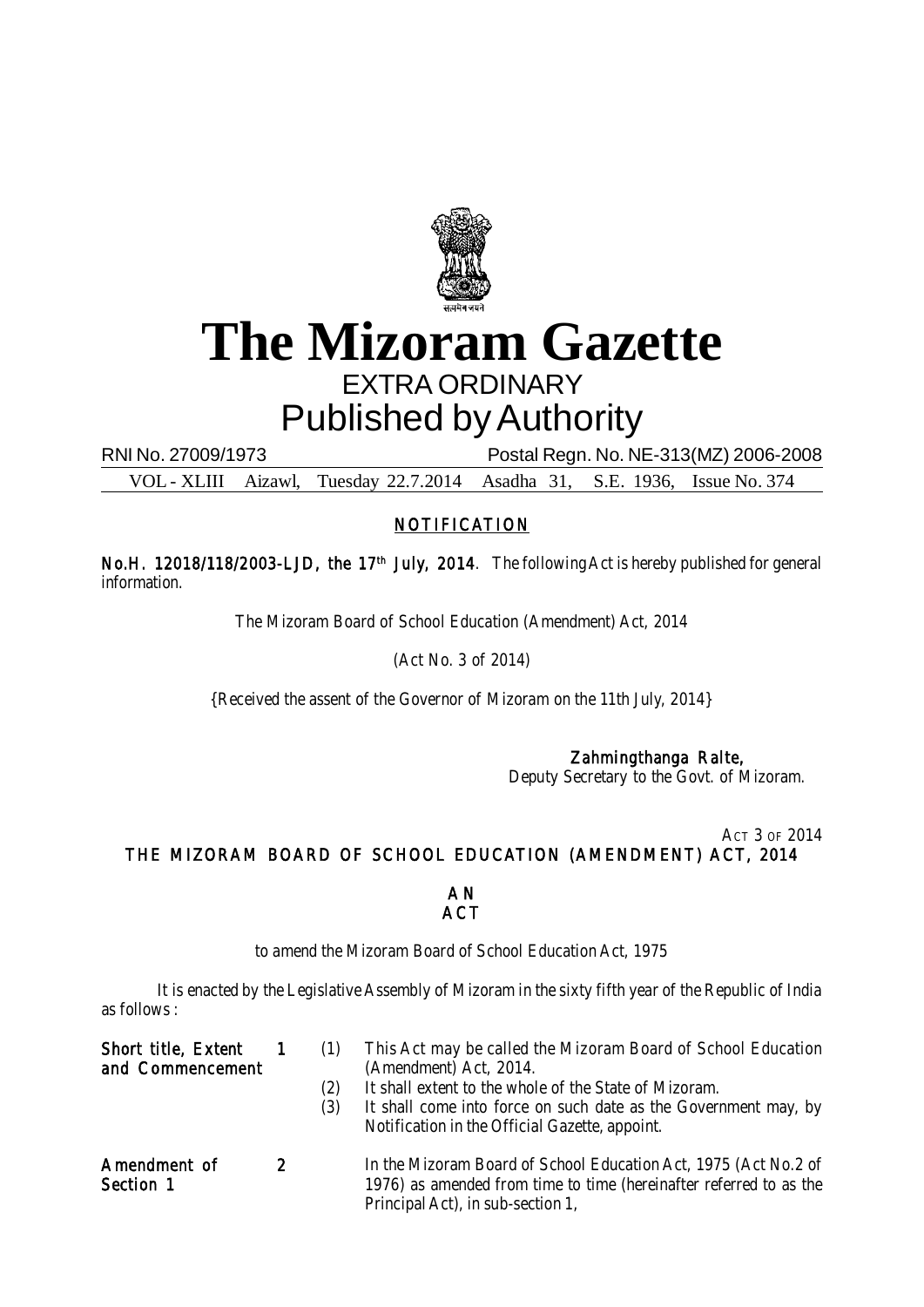# The Mizoram Gazette

EXTRA ORDINARY

Published by Authority

RNI No. 27009/1973 Postal Regn. No. NE-313(MZ) 2006-2008

VOL - XLIII Aizawl, Tuesday 22.7.2014 Asadha 31, S.E. 1936, Issue No. 374

## NOTIFICATION

**No.H. 12018/118/2003-LJD, the 17th July, 2014**. The following Act is hereby published for general information.

The Mizoram Board of School Education (Amendment) Act, 2014

(Act No. 3 of 2014)

{Received the assent of the Governor of Mizoram on the 11th July, 2014}

**Zahmingthanga Ralte,**
Deputy Secretary to the Govt. of Mizoram.

ACT 3 OF 2014

## THE MIZORAM BOARD OF SCHOOL EDUCATION (AMENDMENT) ACT, 2014

### AN ACT

to amend the Mizoram Board of School Education Act, 1975

It is enacted by the Legislative Assembly of Mizoram in the sixty fifth year of the Republic of India as follows :

**Short title, Extent and Commencement**

1. (1) This Act may be called the Mizoram Board of School Education (Amendment) Act, 2014.
   (2) It shall extent to the whole of the State of Mizoram.
   (3) It shall come into force on such date as the Government may, by Notification in the Official Gazette, appoint.

**Amendment of Section 1**

2. In the Mizoram Board of School Education Act, 1975 (Act No.2 of 1976) as amended from time to time (hereinafter referred to as the Principal Act), in sub-section 1,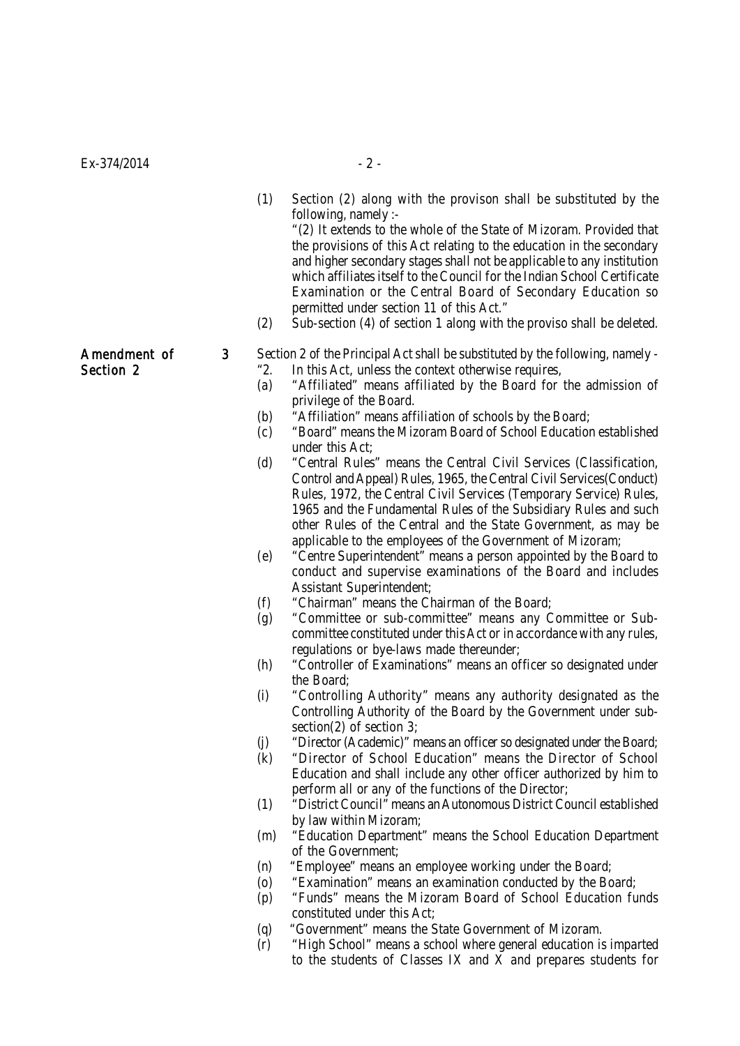(1) Section (2) along with the provison shall be substituted by the following, namely :-

"(2) It extends to the whole of the State of Mizoram. Provided that the provisions of this Act relating to the education in the secondary and higher secondary stages shall not be applicable to any institution which affiliates itself to the Council for the Indian School Certificate Examination or the Central Board of Secondary Education so permitted under section 11 of this Act."

(2) Sub-section (4) of section 1 along with the proviso shall be deleted.

**Amendment of Section 2**

3 Section 2 of the Principal Act shall be substituted by the following, namely -

"2. In this Act, unless the context otherwise requires,

(a) "Affiliated" means affiliated by the Board for the admission of privilege of the Board.

(b) "Affiliation" means affiliation of schools by the Board;

(c) "Board" means the Mizoram Board of School Education established under this Act;

(d) "Central Rules" means the Central Civil Services (Classification, Control and Appeal) Rules, 1965, the Central Civil Services(Conduct) Rules, 1972, the Central Civil Services (Temporary Service) Rules, 1965 and the Fundamental Rules of the Subsidiary Rules and such other Rules of the Central and the State Government, as may be applicable to the employees of the Government of Mizoram;

(e) "Centre Superintendent" means a person appointed by the Board to conduct and supervise examinations of the Board and includes Assistant Superintendent;

(f) "Chairman" means the Chairman of the Board;

(g) "Committee or sub-committee" means any Committee or Sub-committee constituted under this Act or in accordance with any rules, regulations or bye-laws made thereunder;

(h) "Controller of Examinations" means an officer so designated under the Board;

(i) "Controlling Authority" means any authority designated as the Controlling Authority of the Board by the Government under sub-section(2) of section 3;

(j) "Director (Academic)" means an officer so designated under the Board;

(k) "Director of School Education" means the Director of School Education and shall include any other officer authorized by him to perform all or any of the functions of the Director;

(1) "District Council" means an Autonomous District Council established by law within Mizoram;

(m) "Education Department" means the School Education Department of the Government;

(n) "Employee" means an employee working under the Board;

(o) "Examination" means an examination conducted by the Board;

(p) "Funds" means the Mizoram Board of School Education funds constituted under this Act;

(q) "Government" means the State Government of Mizoram.

(r) "High School" means a school where general education is imparted to the students of Classes IX and X and prepares students for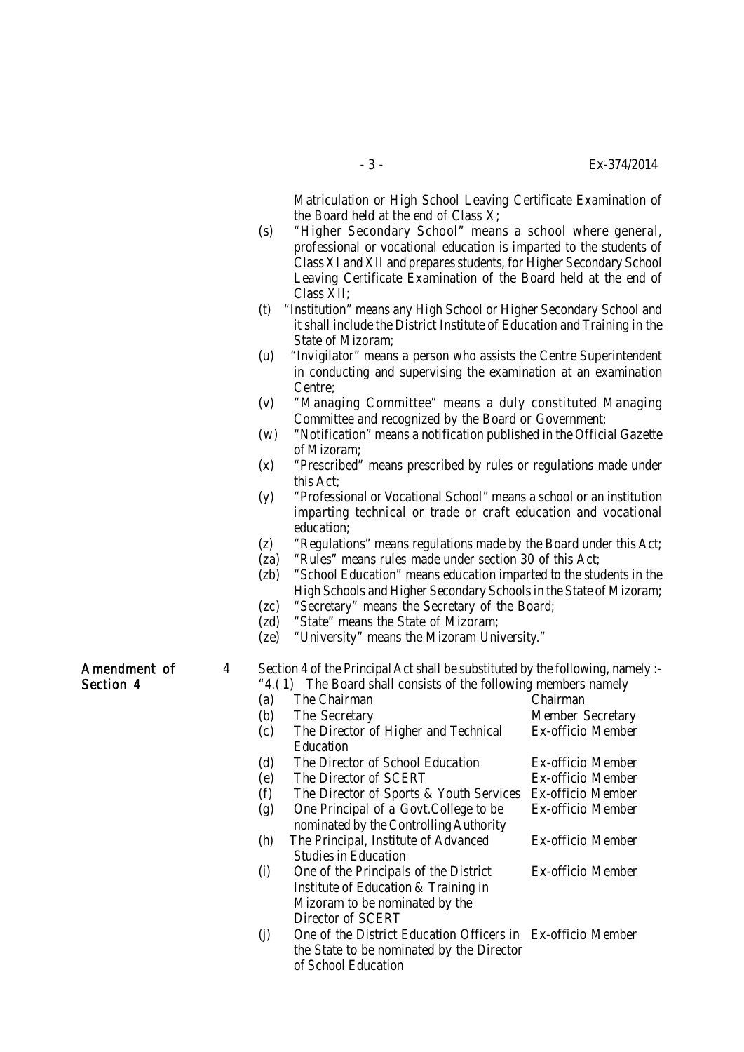Matriculation or High School Leaving Certificate Examination of the Board held at the end of Class X;

(s) "Higher Secondary School" means a school where general, professional or vocational education is imparted to the students of Class XI and XII and prepares students, for Higher Secondary School Leaving Certificate Examination of the Board held at the end of Class XII;

(t) "Institution" means any High School or Higher Secondary School and it shall include the District Institute of Education and Training in the State of Mizoram;

(u) "Invigilator" means a person who assists the Centre Superintendent in conducting and supervising the examination at an examination Centre;

(v) "Managing Committee" means a duly constituted Managing Committee and recognized by the Board or Government;

(w) "Notification" means a notification published in the Official Gazette of Mizoram;

(x) "Prescribed" means prescribed by rules or regulations made under this Act;

(y) "Professional or Vocational School" means a school or an institution imparting technical or trade or craft education and vocational education;

(z) "Regulations" means regulations made by the Board under this Act;

(za) "Rules" means rules made under section 30 of this Act;

(zb) "School Education" means education imparted to the students in the High Schools and Higher Secondary Schools in the State of Mizoram;

(zc) "Secretary" means the Secretary of the Board;

(zd) "State" means the State of Mizoram;

(ze) "University" means the Mizoram University."

**Amendment of Section 4**

4 Section 4 of the Principal Act shall be substituted by the following, namely :-

"4.(1) The Board shall consists of the following members namely

| | | |
|---|---|---|
| (a) | The Chairman | Chairman |
| (b) | The Secretary | Member Secretary |
| (c) | The Director of Higher and Technical Education | Ex-officio Member |
| (d) | The Director of School Education | Ex-officio Member |
| (e) | The Director of SCERT | Ex-officio Member |
| (f) | The Director of Sports & Youth Services | Ex-officio Member |
| (g) | One Principal of a Govt.College to be nominated by the Controlling Authority | Ex-officio Member |
| (h) | The Principal, Institute of Advanced Studies in Education | Ex-officio Member |
| (i) | One of the Principals of the District Institute of Education & Training in Mizoram to be nominated by the Director of SCERT | Ex-officio Member |
| (j) | One of the District Education Officers in the State to be nominated by the Director of School Education | Ex-officio Member |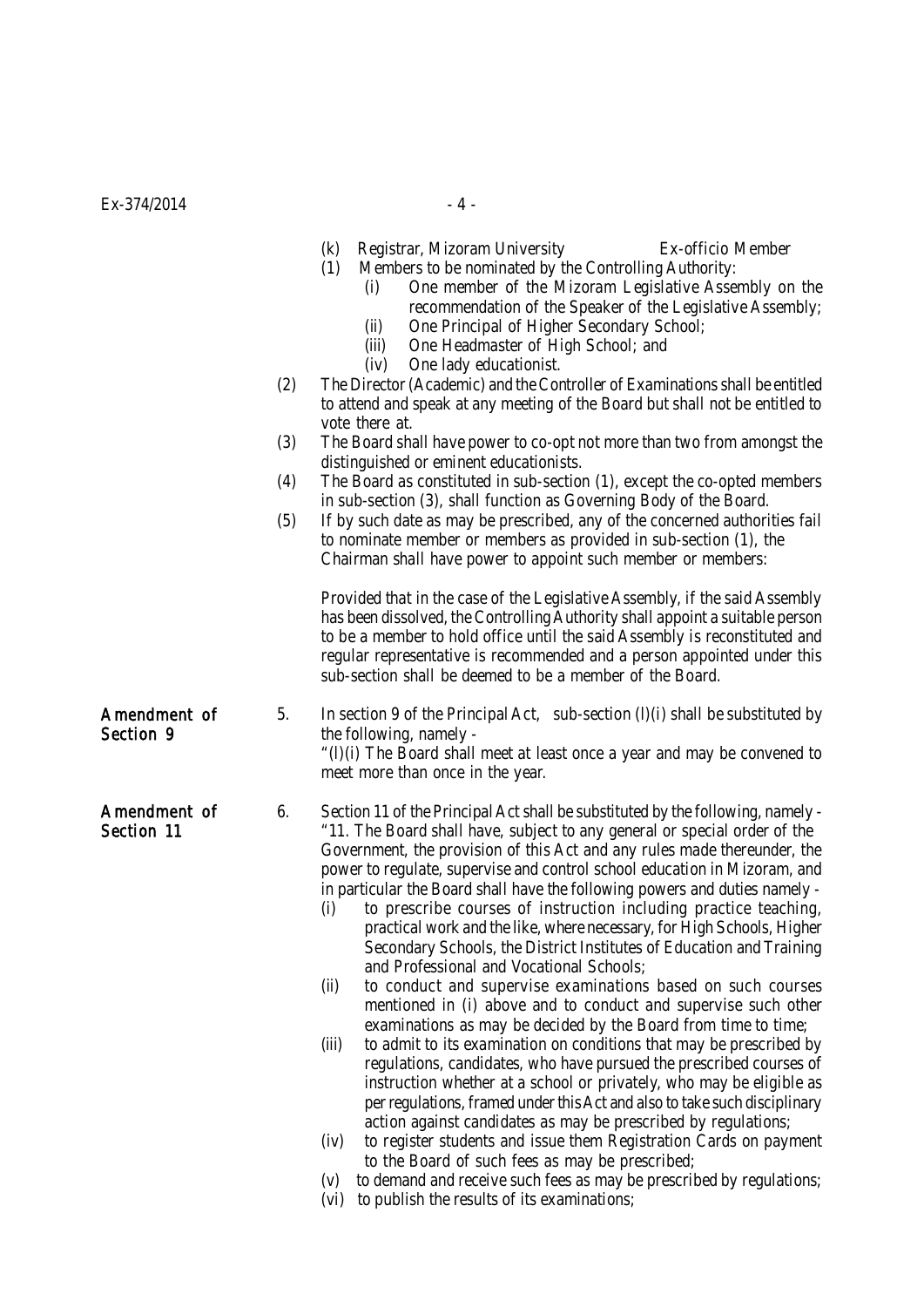(k) Registrar, Mizoram University Ex-officio Member

(1) Members to be nominated by the Controlling Authority:

(i) One member of the Mizoram Legislative Assembly on the recommendation of the Speaker of the Legislative Assembly;

(ii) One Principal of Higher Secondary School;

(iii) One Headmaster of High School; and

(iv) One lady educationist.

(2) The Director (Academic) and the Controller of Examinations shall be entitled to attend and speak at any meeting of the Board but shall not be entitled to vote there at.

(3) The Board shall have power to co-opt not more than two from amongst the distinguished or eminent educationists.

(4) The Board as constituted in sub-section (1), except the co-opted members in sub-section (3), shall function as Governing Body of the Board.

(5) If by such date as may be prescribed, any of the concerned authorities fail to nominate member or members as provided in sub-section (1), the Chairman shall have power to appoint such member or members:

Provided that in the case of the Legislative Assembly, if the said Assembly has been dissolved, the Controlling Authority shall appoint a suitable person to be a member to hold office until the said Assembly is reconstituted and regular representative is recommended and a person appointed under this sub-section shall be deemed to be a member of the Board.

**Amendment of Section 9**

5. In section 9 of the Principal Act, sub-section (l)(i) shall be substituted by the following, namely -

"(l)(i) The Board shall meet at least once a year and may be convened to meet more than once in the year.

**Amendment of Section 11**

6. Section 11 of the Principal Act shall be substituted by the following, namely -

"11. The Board shall have, subject to any general or special order of the Government, the provision of this Act and any rules made thereunder, the power to regulate, supervise and control school education in Mizoram, and in particular the Board shall have the following powers and duties namely -

(i) to prescribe courses of instruction including practice teaching, practical work and the like, where necessary, for High Schools, Higher Secondary Schools, the District Institutes of Education and Training and Professional and Vocational Schools;

(ii) to conduct and supervise examinations based on such courses mentioned in (i) above and to conduct and supervise such other examinations as may be decided by the Board from time to time;

(iii) to admit to its examination on conditions that may be prescribed by regulations, candidates, who have pursued the prescribed courses of instruction whether at a school or privately, who may be eligible as per regulations, framed under this Act and also to take such disciplinary action against candidates as may be prescribed by regulations;

(iv) to register students and issue them Registration Cards on payment to the Board of such fees as may be prescribed;

(v) to demand and receive such fees as may be prescribed by regulations;

(vi) to publish the results of its examinations;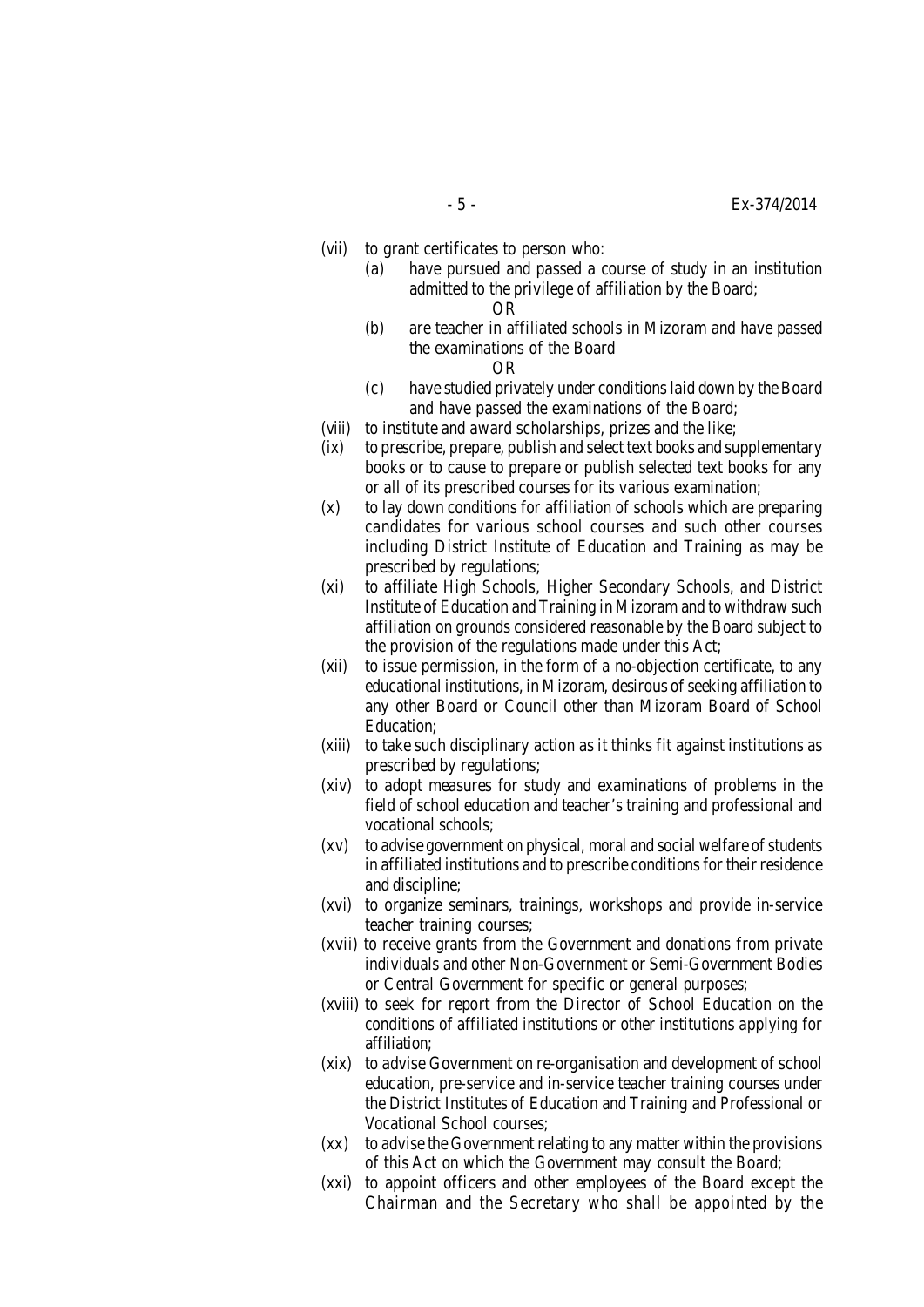(vii) to grant certificates to person who:

  (a) have pursued and passed a course of study in an institution admitted to the privilege of affiliation by the Board;

  OR

  (b) are teacher in affiliated schools in Mizoram and have passed the examinations of the Board

  OR

  (c) have studied privately under conditions laid down by the Board and have passed the examinations of the Board;

(viii) to institute and award scholarships, prizes and the like;

(ix) to prescribe, prepare, publish and select text books and supplementary books or to cause to prepare or publish selected text books for any or all of its prescribed courses for its various examination;

(x) to lay down conditions for affiliation of schools which are preparing candidates for various school courses and such other courses including District Institute of Education and Training as may be prescribed by regulations;

(xi) to affiliate High Schools, Higher Secondary Schools, and District Institute of Education and Training in Mizoram and to withdraw such affiliation on grounds considered reasonable by the Board subject to the provision of the regulations made under this Act;

(xii) to issue permission, in the form of a no-objection certificate, to any educational institutions, in Mizoram, desirous of seeking affiliation to any other Board or Council other than Mizoram Board of School Education;

(xiii) to take such disciplinary action as it thinks fit against institutions as prescribed by regulations;

(xiv) to adopt measures for study and examinations of problems in the field of school education and teacher's training and professional and vocational schools;

(xv) to advise government on physical, moral and social welfare of students in affiliated institutions and to prescribe conditions for their residence and discipline;

(xvi) to organize seminars, trainings, workshops and provide in-service teacher training courses;

(xvii) to receive grants from the Government and donations from private individuals and other Non-Government or Semi-Government Bodies or Central Government for specific or general purposes;

(xviii) to seek for report from the Director of School Education on the conditions of affiliated institutions or other institutions applying for affiliation;

(xix) to advise Government on re-organisation and development of school education, pre-service and in-service teacher training courses under the District Institutes of Education and Training and Professional or Vocational School courses;

(xx) to advise the Government relating to any matter within the provisions of this Act on which the Government may consult the Board;

(xxi) to appoint officers and other employees of the Board except the Chairman and the Secretary who shall be appointed by the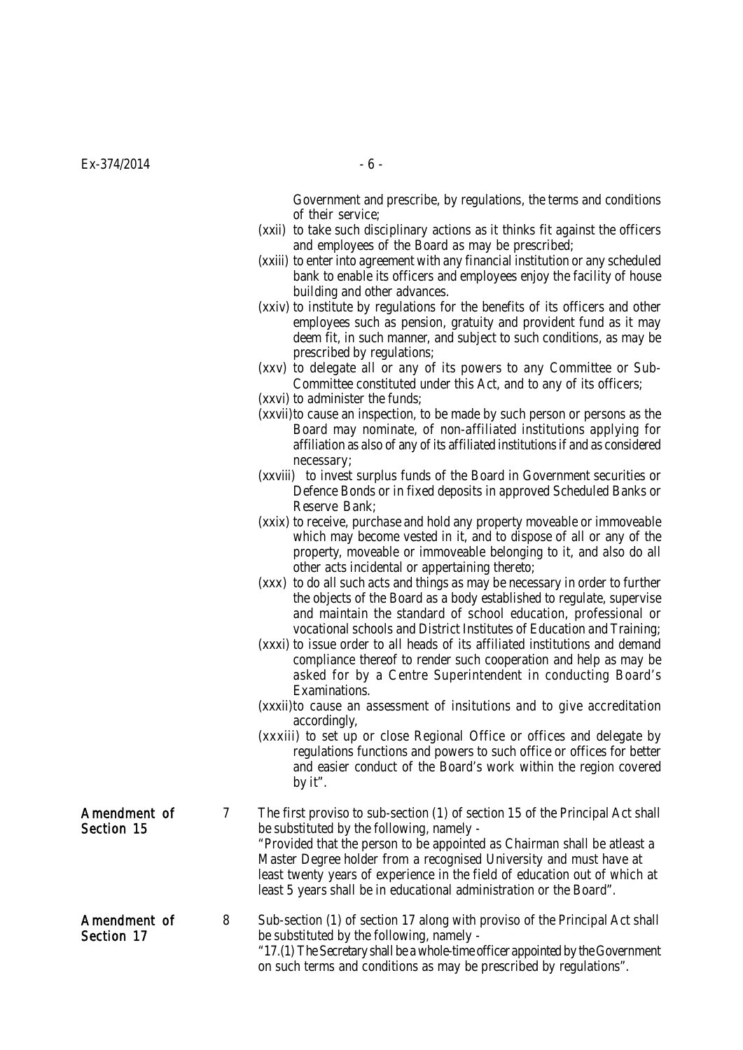Government and prescribe, by regulations, the terms and conditions of their service;

(xxii) to take such disciplinary actions as it thinks fit against the officers and employees of the Board as may be prescribed;

(xxiii) to enter into agreement with any financial institution or any scheduled bank to enable its officers and employees enjoy the facility of house building and other advances.

(xxiv) to institute by regulations for the benefits of its officers and other employees such as pension, gratuity and provident fund as it may deem fit, in such manner, and subject to such conditions, as may be prescribed by regulations;

(xxv) to delegate all or any of its powers to any Committee or Sub-Committee constituted under this Act, and to any of its officers;

(xxvi) to administer the funds;

(xxvii) to cause an inspection, to be made by such person or persons as the Board may nominate, of non-affiliated institutions applying for affiliation as also of any of its affiliated institutions if and as considered necessary;

(xxviii) to invest surplus funds of the Board in Government securities or Defence Bonds or in fixed deposits in approved Scheduled Banks or Reserve Bank;

(xxix) to receive, purchase and hold any property moveable or immoveable which may become vested in it, and to dispose of all or any of the property, moveable or immoveable belonging to it, and also do all other acts incidental or appertaining thereto;

(xxx) to do all such acts and things as may be necessary in order to further the objects of the Board as a body established to regulate, supervise and maintain the standard of school education, professional or vocational schools and District Institutes of Education and Training;

(xxxi) to issue order to all heads of its affiliated institutions and demand compliance thereof to render such cooperation and help as may be asked for by a Centre Superintendent in conducting Board's Examinations.

(xxxii) to cause an assessment of insitutions and to give accreditation accordingly,

(xxxiii) to set up or close Regional Office or offices and delegate by regulations functions and powers to such office or offices for better and easier conduct of the Board's work within the region covered by it".

**Amendment of Section 15**

7 The first proviso to sub-section (1) of section 15 of the Principal Act shall be substituted by the following, namely -

"Provided that the person to be appointed as Chairman shall be atleast a Master Degree holder from a recognised University and must have at least twenty years of experience in the field of education out of which at least 5 years shall be in educational administration or the Board".

**Amendment of Section 17**

8 Sub-section (1) of section 17 along with proviso of the Principal Act shall be substituted by the following, namely -

"17.(1) The Secretary shall be a whole-time officer appointed by the Government on such terms and conditions as may be prescribed by regulations".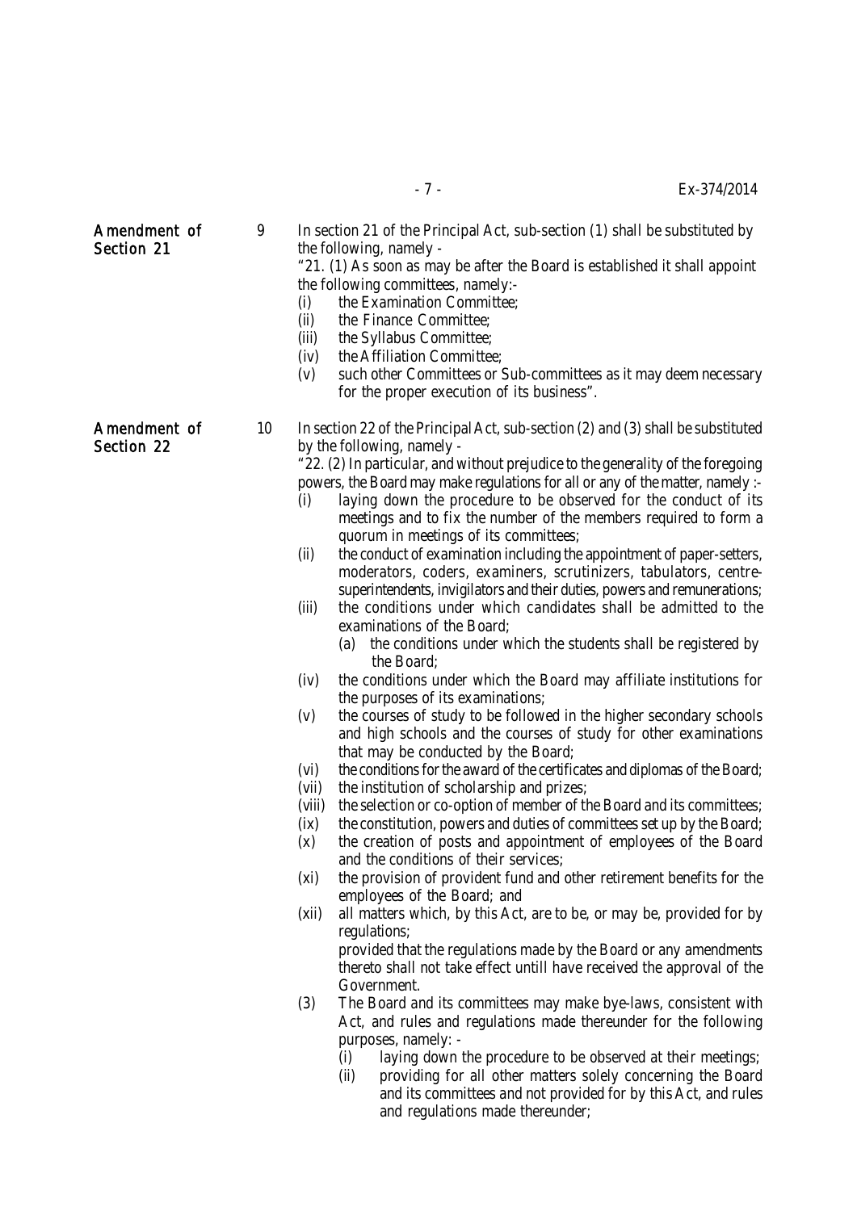**Amendment of Section 21**

9 In section 21 of the Principal Act, sub-section (1) shall be substituted by the following, namely -

"21. (1) As soon as may be after the Board is established it shall appoint the following committees, namely:-

- (i) the Examination Committee;
- (ii) the Finance Committee;
- (iii) the Syllabus Committee;
- (iv) the Affiliation Committee;
- (v) such other Committees or Sub-committees as it may deem necessary for the proper execution of its business".

**Amendment of Section 22**

10 In section 22 of the Principal Act, sub-section (2) and (3) shall be substituted by the following, namely -

"22. (2) In particular, and without prejudice to the generality of the foregoing powers, the Board may make regulations for all or any of the matter, namely :-

- (i) laying down the procedure to be observed for the conduct of its meetings and to fix the number of the members required to form a quorum in meetings of its committees;
- (ii) the conduct of examination including the appointment of paper-setters, moderators, coders, examiners, scrutinizers, tabulators, centre-superintendents, invigilators and their duties, powers and remunerations;
- (iii) the conditions under which candidates shall be admitted to the examinations of the Board;
  - (a) the conditions under which the students shall be registered by the Board;
- (iv) the conditions under which the Board may affiliate institutions for the purposes of its examinations;
- (v) the courses of study to be followed in the higher secondary schools and high schools and the courses of study for other examinations that may be conducted by the Board;
- (vi) the conditions for the award of the certificates and diplomas of the Board;
- (vii) the institution of scholarship and prizes;
- (viii) the selection or co-option of member of the Board and its committees;
- (ix) the constitution, powers and duties of committees set up by the Board;
- (x) the creation of posts and appointment of employees of the Board and the conditions of their services;
- (xi) the provision of provident fund and other retirement benefits for the employees of the Board; and
- (xii) all matters which, by this Act, are to be, or may be, provided for by regulations;

  provided that the regulations made by the Board or any amendments thereto shall not take effect untill have received the approval of the Government.

(3) The Board and its committees may make bye-laws, consistent with Act, and rules and regulations made thereunder for the following purposes, namely: -

- (i) laying down the procedure to be observed at their meetings;
- (ii) providing for all other matters solely concerning the Board and its committees and not provided for by this Act, and rules and regulations made thereunder;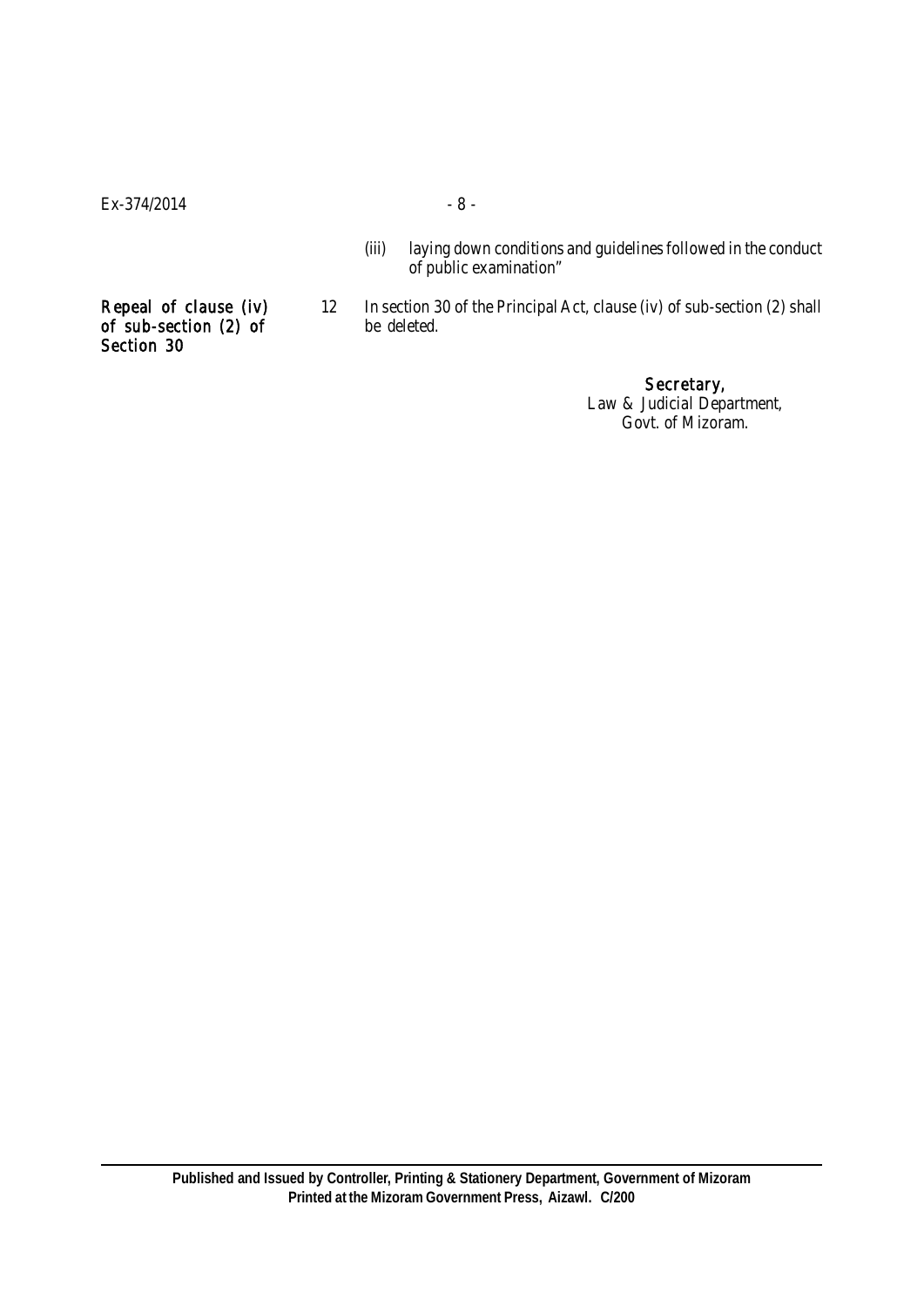(iii) laying down conditions and guidelines followed in the conduct of public examination"

**Repeal of clause (iv) of sub-section (2) of Section 30**

12 In section 30 of the Principal Act, clause (iv) of sub-section (2) shall be deleted.

**Secretary,**
Law & Judicial Department,
Govt. of Mizoram.

---

**Published and Issued by Controller, Printing & Stationery Department, Government of Mizoram**
**Printed at the Mizoram Government Press, Aizawl. C/200**